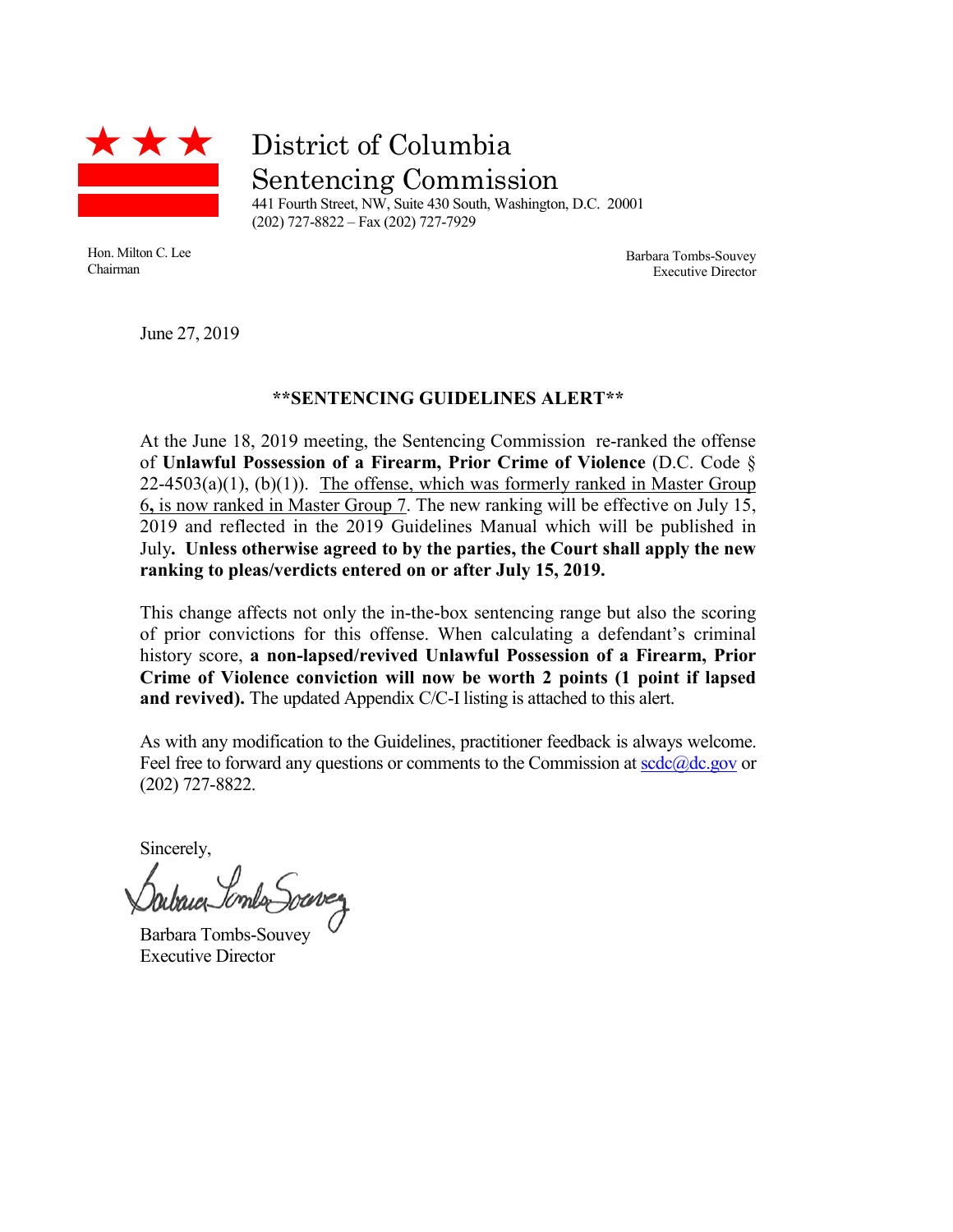# District of Columbia Sentencing Commission

441 Fourth Street, NW, Suite 430 South, Washington, D.C. 20001
(202) 727-8822 – Fax (202) 727-7929

Hon. Milton C. Lee
Chairman

Barbara Tombs-Souvey
Executive Director

June 27, 2019

**\*\*SENTENCING GUIDELINES ALERT\*\***

At the June 18, 2019 meeting, the Sentencing Commission re-ranked the offense of **Unlawful Possession of a Firearm, Prior Crime of Violence** (D.C. Code § 22-4503(a)(1), (b)(1)). <u>The offense, which was formerly ranked in Master Group 6, is now ranked in Master Group 7</u>. The new ranking will be effective on July 15, 2019 and reflected in the 2019 Guidelines Manual which will be published in July**. Unless otherwise agreed to by the parties, the Court shall apply the new ranking to pleas/verdicts entered on or after July 15, 2019.**

This change affects not only the in-the-box sentencing range but also the scoring of prior convictions for this offense. When calculating a defendant's criminal history score, **a non-lapsed/revived Unlawful Possession of a Firearm, Prior Crime of Violence conviction will now be worth 2 points (1 point if lapsed and revived).** The updated Appendix C/C-I listing is attached to this alert.

As with any modification to the Guidelines, practitioner feedback is always welcome. Feel free to forward any questions or comments to the Commission at scdc@dc.gov or (202) 727-8822.

Sincerely,

Barbara Tombs-Souvey
Executive Director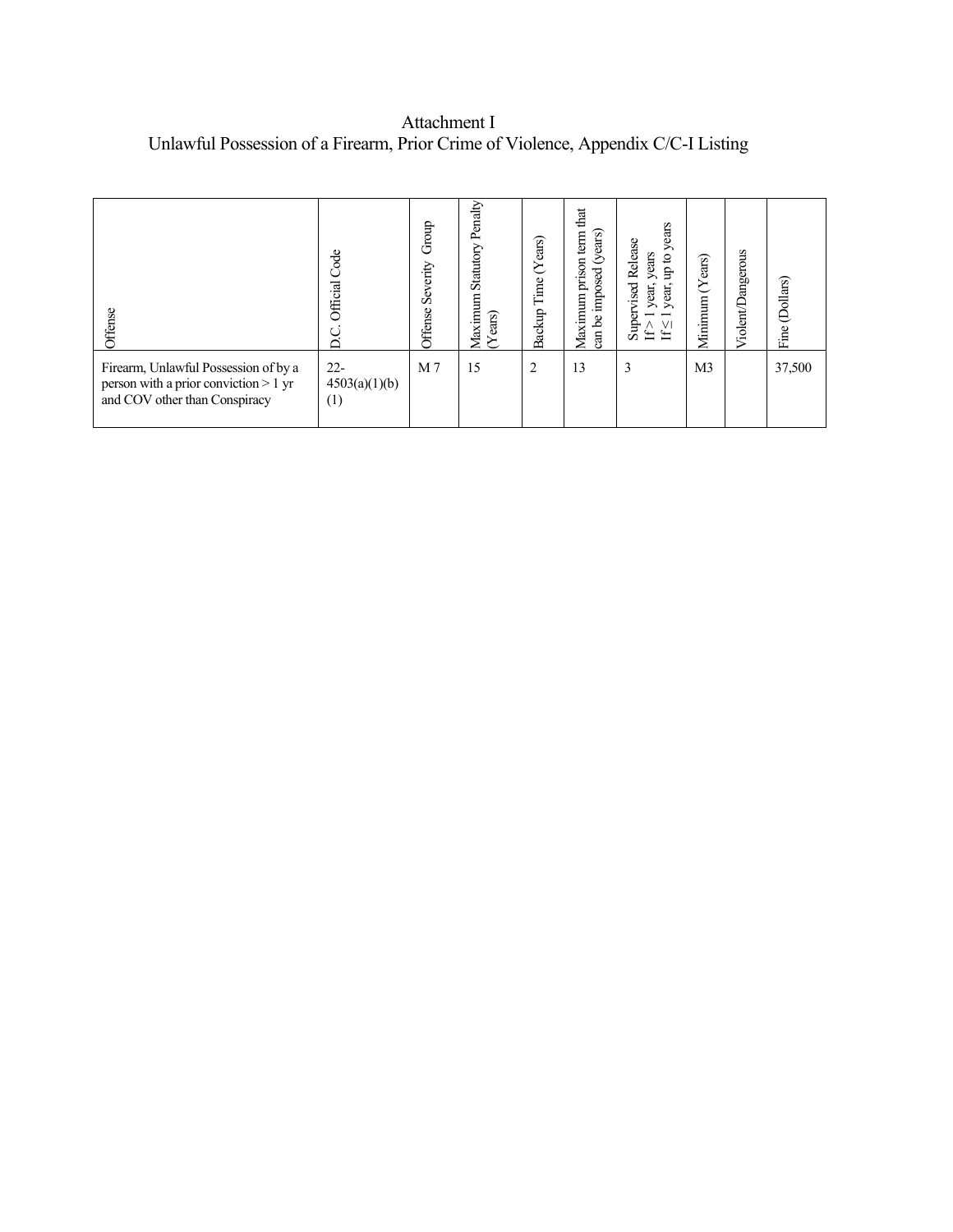# Attachment I
## Unlawful Possession of a Firearm, Prior Crime of Violence, Appendix C/C-I Listing

| Offense | D.C. Official Code | Offense Severity Group | Maximum Statutory Penalty (Years) | Backup Time (Years) | Maximum prison term that can be imposed (years) | Supervised Release If > 1 year, years If ≤ 1 year, up to years | Minimum (Years) | Violent/Dangerous | Fine (Dollars) |
|---|---|---|---|---|---|---|---|---|---|
| Firearm, Unlawful Possession of by a person with a prior conviction > 1 yr and COV other than Conspiracy | 22-4503(a)(1)(b)(1) | M 7 | 15 | 2 | 13 | 3 | M3 | | 37,500 |